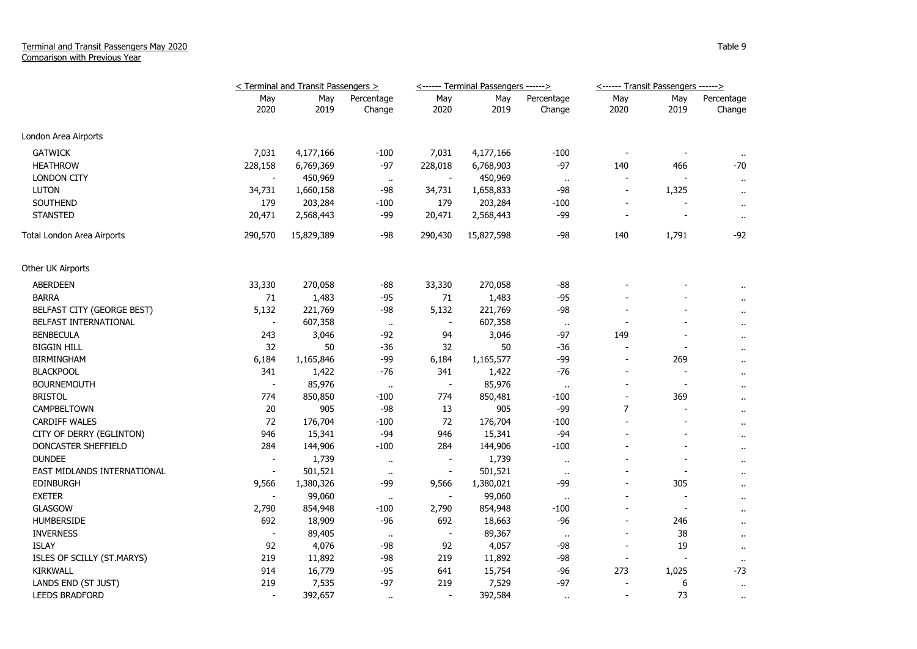Terminal and Transit Passengers May 2020
Comparison with Previous Year

Table 9

| | < Terminal and Transit Passengers > | | | <------ Terminal Passengers ------> | | | <------ Transit Passengers ------> | | |
|---|---|---|---|---|---|---|---|---|---|
| | May 2020 | May 2019 | Percentage Change | May 2020 | May 2019 | Percentage Change | May 2020 | May 2019 | Percentage Change |
| London Area Airports | | | | | | | | | |
| GATWICK | 7,031 | 4,177,166 | -100 | 7,031 | 4,177,166 | -100 | - | - | .. |
| HEATHROW | 228,158 | 6,769,369 | -97 | 228,018 | 6,768,903 | -97 | 140 | 466 | -70 |
| LONDON CITY | - | 450,969 | .. | - | 450,969 | .. | - | - | .. |
| LUTON | 34,731 | 1,660,158 | -98 | 34,731 | 1,658,833 | -98 | - | 1,325 | .. |
| SOUTHEND | 179 | 203,284 | -100 | 179 | 203,284 | -100 | - | - | .. |
| STANSTED | 20,471 | 2,568,443 | -99 | 20,471 | 2,568,443 | -99 | - | - | .. |
| Total London Area Airports | 290,570 | 15,829,389 | -98 | 290,430 | 15,827,598 | -98 | 140 | 1,791 | -92 |
| Other UK Airports | | | | | | | | | |
| ABERDEEN | 33,330 | 270,058 | -88 | 33,330 | 270,058 | -88 | - | - | .. |
| BARRA | 71 | 1,483 | -95 | 71 | 1,483 | -95 | - | - | .. |
| BELFAST CITY (GEORGE BEST) | 5,132 | 221,769 | -98 | 5,132 | 221,769 | -98 | - | - | .. |
| BELFAST INTERNATIONAL | - | 607,358 | .. | - | 607,358 | .. | - | - | .. |
| BENBECULA | 243 | 3,046 | -92 | 94 | 3,046 | -97 | 149 | - | .. |
| BIGGIN HILL | 32 | 50 | -36 | 32 | 50 | -36 | - | - | .. |
| BIRMINGHAM | 6,184 | 1,165,846 | -99 | 6,184 | 1,165,577 | -99 | - | 269 | .. |
| BLACKPOOL | 341 | 1,422 | -76 | 341 | 1,422 | -76 | - | - | .. |
| BOURNEMOUTH | - | 85,976 | .. | - | 85,976 | .. | - | - | .. |
| BRISTOL | 774 | 850,850 | -100 | 774 | 850,481 | -100 | - | 369 | .. |
| CAMPBELTOWN | 20 | 905 | -98 | 13 | 905 | -99 | 7 | - | .. |
| CARDIFF WALES | 72 | 176,704 | -100 | 72 | 176,704 | -100 | - | - | .. |
| CITY OF DERRY (EGLINTON) | 946 | 15,341 | -94 | 946 | 15,341 | -94 | - | - | .. |
| DONCASTER SHEFFIELD | 284 | 144,906 | -100 | 284 | 144,906 | -100 | - | - | .. |
| DUNDEE | - | 1,739 | .. | - | 1,739 | .. | - | - | .. |
| EAST MIDLANDS INTERNATIONAL | - | 501,521 | .. | - | 501,521 | .. | - | - | .. |
| EDINBURGH | 9,566 | 1,380,326 | -99 | 9,566 | 1,380,021 | -99 | - | 305 | .. |
| EXETER | - | 99,060 | .. | - | 99,060 | .. | - | - | .. |
| GLASGOW | 2,790 | 854,948 | -100 | 2,790 | 854,948 | -100 | - | - | .. |
| HUMBERSIDE | 692 | 18,909 | -96 | 692 | 18,663 | -96 | - | 246 | .. |
| INVERNESS | - | 89,405 | .. | - | 89,367 | .. | - | 38 | .. |
| ISLAY | 92 | 4,076 | -98 | 92 | 4,057 | -98 | - | 19 | .. |
| ISLES OF SCILLY (ST.MARYS) | 219 | 11,892 | -98 | 219 | 11,892 | -98 | - | - | .. |
| KIRKWALL | 914 | 16,779 | -95 | 641 | 15,754 | -96 | 273 | 1,025 | -73 |
| LANDS END (ST JUST) | 219 | 7,535 | -97 | 219 | 7,529 | -97 | - | 6 | .. |
| LEEDS BRADFORD | - | 392,657 | .. | - | 392,584 | .. | - | 73 | .. |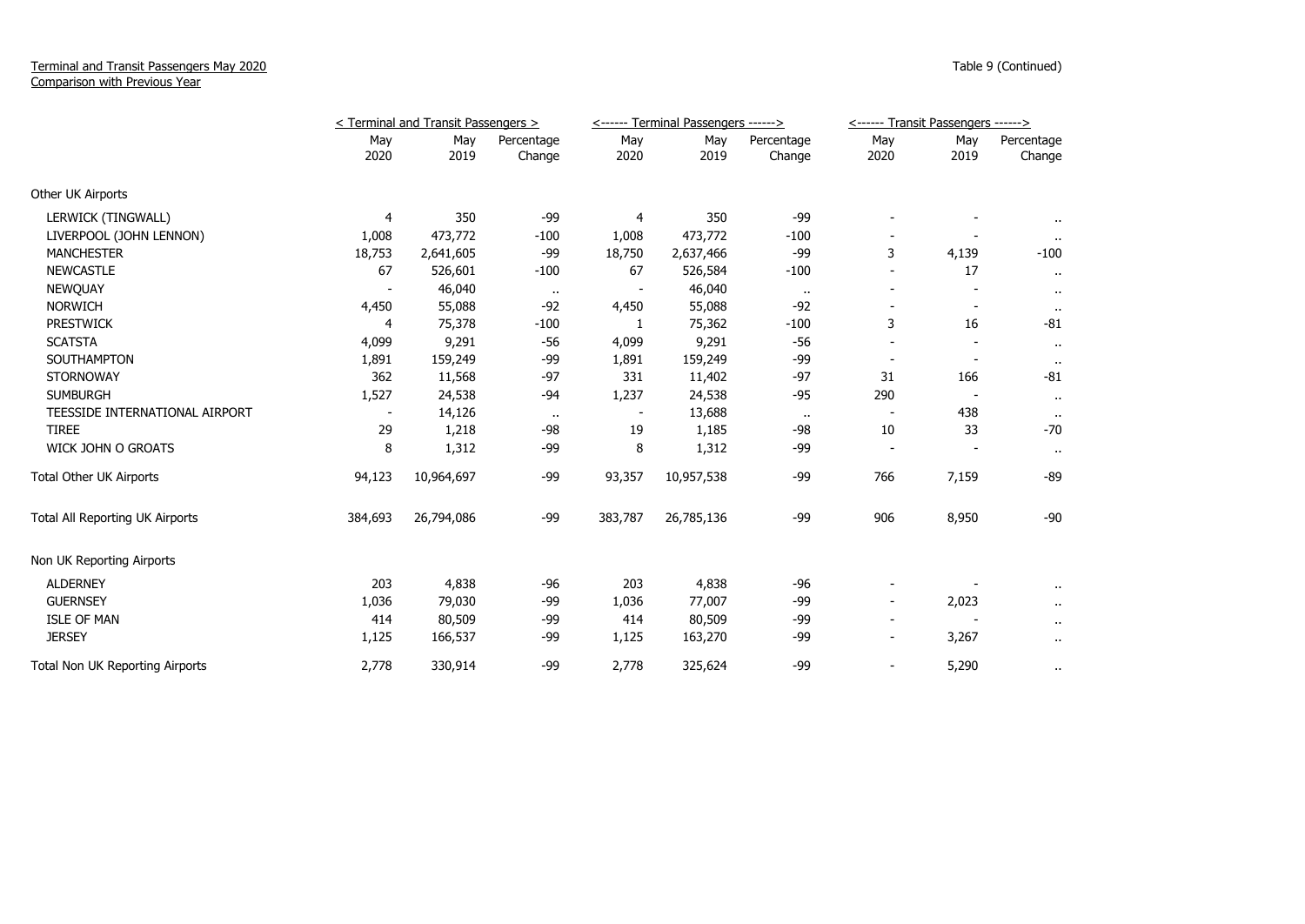Terminal and Transit Passengers May 2020
Comparison with Previous Year

Table 9 (Continued)

| | < Terminal and Transit Passengers > | | | <------ Terminal Passengers ------> | | | <------ Transit Passengers ------> | | |
|---|---|---|---|---|---|---|---|---|---|
| | May 2020 | May 2019 | Percentage Change | May 2020 | May 2019 | Percentage Change | May 2020 | May 2019 | Percentage Change |
| Other UK Airports | | | | | | | | | |
| LERWICK (TINGWALL) | 4 | 350 | -99 | 4 | 350 | -99 | - | - | .. |
| LIVERPOOL (JOHN LENNON) | 1,008 | 473,772 | -100 | 1,008 | 473,772 | -100 | - | - | .. |
| MANCHESTER | 18,753 | 2,641,605 | -99 | 18,750 | 2,637,466 | -99 | 3 | 4,139 | -100 |
| NEWCASTLE | 67 | 526,601 | -100 | 67 | 526,584 | -100 | - | 17 | .. |
| NEWQUAY | - | 46,040 | .. | - | 46,040 | .. | - | - | .. |
| NORWICH | 4,450 | 55,088 | -92 | 4,450 | 55,088 | -92 | - | - | .. |
| PRESTWICK | 4 | 75,378 | -100 | 1 | 75,362 | -100 | 3 | 16 | -81 |
| SCATSTA | 4,099 | 9,291 | -56 | 4,099 | 9,291 | -56 | - | - | .. |
| SOUTHAMPTON | 1,891 | 159,249 | -99 | 1,891 | 159,249 | -99 | - | - | .. |
| STORNOWAY | 362 | 11,568 | -97 | 331 | 11,402 | -97 | 31 | 166 | -81 |
| SUMBURGH | 1,527 | 24,538 | -94 | 1,237 | 24,538 | -95 | 290 | - | .. |
| TEESSIDE INTERNATIONAL AIRPORT | - | 14,126 | .. | - | 13,688 | .. | - | 438 | .. |
| TIREE | 29 | 1,218 | -98 | 19 | 1,185 | -98 | 10 | 33 | -70 |
| WICK JOHN O GROATS | 8 | 1,312 | -99 | 8 | 1,312 | -99 | - | - | .. |
| Total Other UK Airports | 94,123 | 10,964,697 | -99 | 93,357 | 10,957,538 | -99 | 766 | 7,159 | -89 |
| Total All Reporting UK Airports | 384,693 | 26,794,086 | -99 | 383,787 | 26,785,136 | -99 | 906 | 8,950 | -90 |
| Non UK Reporting Airports | | | | | | | | | |
| ALDERNEY | 203 | 4,838 | -96 | 203 | 4,838 | -96 | - | - | .. |
| GUERNSEY | 1,036 | 79,030 | -99 | 1,036 | 77,007 | -99 | - | 2,023 | .. |
| ISLE OF MAN | 414 | 80,509 | -99 | 414 | 80,509 | -99 | - | - | .. |
| JERSEY | 1,125 | 166,537 | -99 | 1,125 | 163,270 | -99 | - | 3,267 | .. |
| Total Non UK Reporting Airports | 2,778 | 330,914 | -99 | 2,778 | 325,624 | -99 | - | 5,290 | .. |